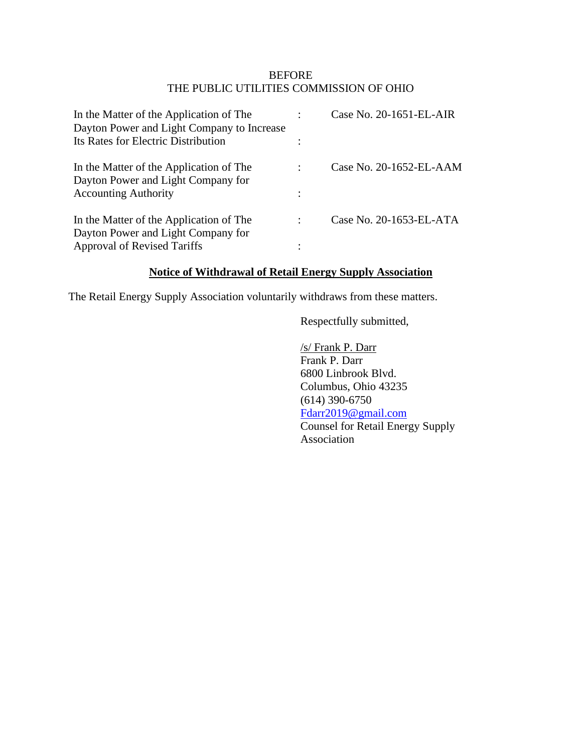BEFORE
THE PUBLIC UTILITIES COMMISSION OF OHIO

| | | |
|---|---|---|
| In the Matter of the Application of The Dayton Power and Light Company to Increase Its Rates for Electric Distribution | : : | Case No. 20-1651-EL-AIR |
| In the Matter of the Application of The Dayton Power and Light Company for Accounting Authority | : : | Case No. 20-1652-EL-AAM |
| In the Matter of the Application of The Dayton Power and Light Company for Approval of Revised Tariffs | : : | Case No. 20-1653-EL-ATA |

**Notice of Withdrawal of Retail Energy Supply Association**

The Retail Energy Supply Association voluntarily withdraws from these matters.

Respectfully submitted,

/s/ Frank P. Darr
Frank P. Darr
6800 Linbrook Blvd.
Columbus, Ohio 43235
(614) 390-6750
Fdarr2019@gmail.com
Counsel for Retail Energy Supply Association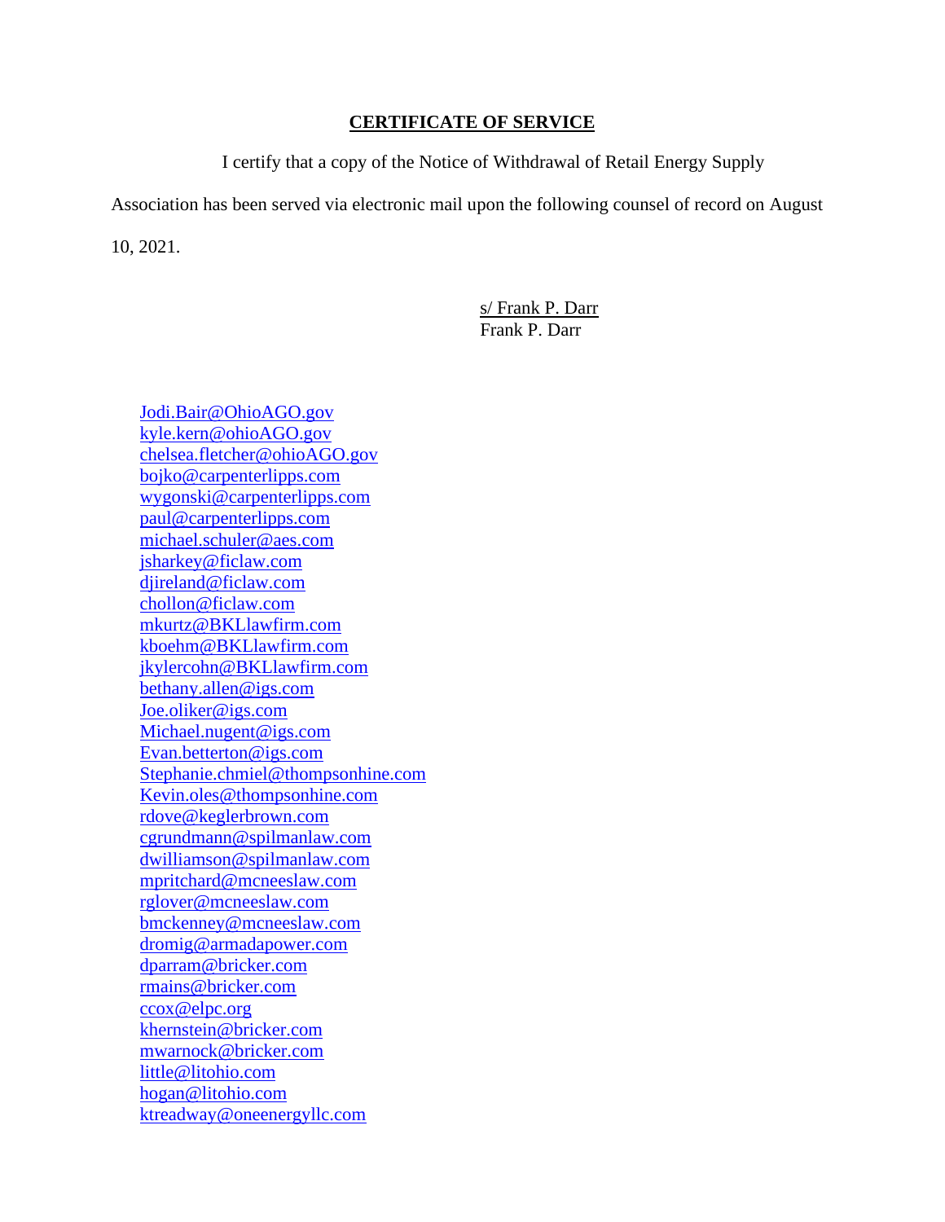**CERTIFICATE OF SERVICE**

I certify that a copy of the Notice of Withdrawal of Retail Energy Supply Association has been served via electronic mail upon the following counsel of record on August 10, 2021.

s/ Frank P. Darr
Frank P. Darr

Jodi.Bair@OhioAGO.gov
kyle.kern@ohioAGO.gov
chelsea.fletcher@ohioAGO.gov
bojko@carpenterlipps.com
wygonski@carpenterlipps.com
paul@carpenterlipps.com
michael.schuler@aes.com
jsharkey@ficlaw.com
djireland@ficlaw.com
chollon@ficlaw.com
mkurtz@BKLlawfirm.com
kboehm@BKLlawfirm.com
jkylercohn@BKLlawfirm.com
bethany.allen@igs.com
Joe.oliker@igs.com
Michael.nugent@igs.com
Evan.betterton@igs.com
Stephanie.chmiel@thompsonhine.com
Kevin.oles@thompsonhine.com
rdove@keglerbrown.com
cgrundmann@spilmanlaw.com
dwilliamson@spilmanlaw.com
mpritchard@mcneeslaw.com
rglover@mcneeslaw.com
bmckenney@mcneeslaw.com
dromig@armadapower.com
dparram@bricker.com
rmains@bricker.com
ccox@elpc.org
khernstein@bricker.com
mwarnock@bricker.com
little@litohio.com
hogan@litohio.com
ktreadway@oneenergyllc.com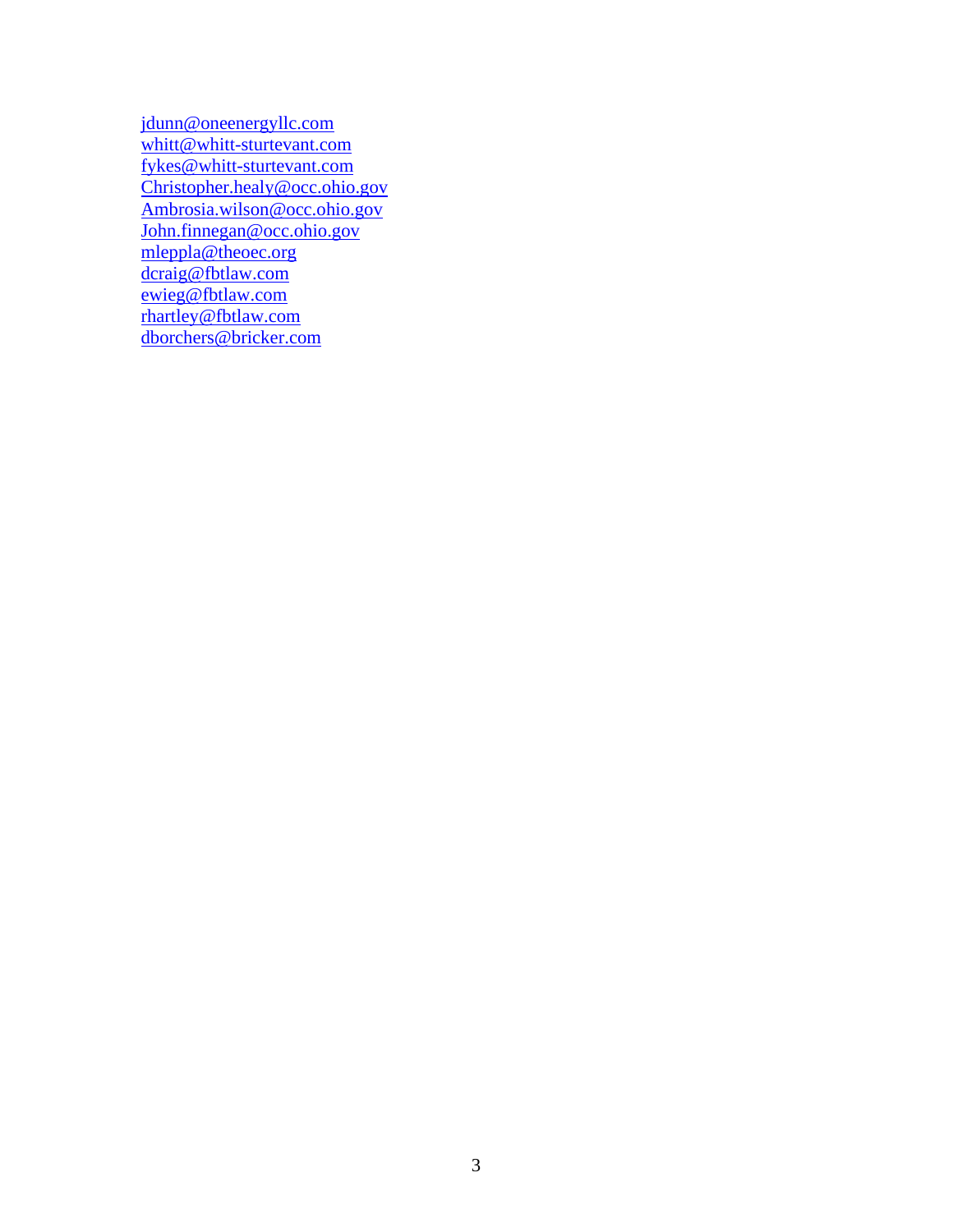jdunn@oneenergyllc.com
whitt@whitt-sturtevant.com
fykes@whitt-sturtevant.com
Christopher.healy@occ.ohio.gov
Ambrosia.wilson@occ.ohio.gov
John.finnegan@occ.ohio.gov
mleppla@theoec.org
dcraig@fbtlaw.com
ewieg@fbtlaw.com
rhartley@fbtlaw.com
dborchers@bricker.com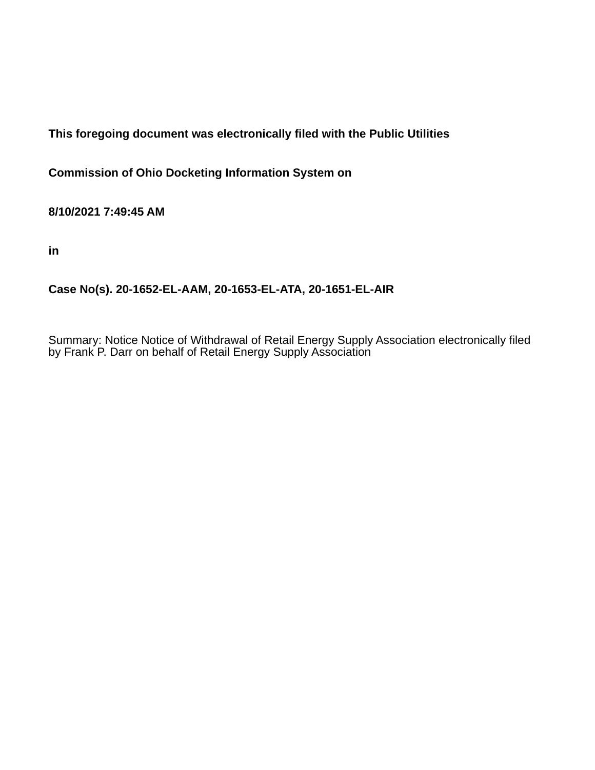**This foregoing document was electronically filed with the Public Utilities**

**Commission of Ohio Docketing Information System on**

**8/10/2021 7:49:45 AM**

**in**

**Case No(s). 20-1652-EL-AAM, 20-1653-EL-ATA, 20-1651-EL-AIR**

Summary: Notice Notice of Withdrawal of Retail Energy Supply Association electronically filed by Frank P. Darr on behalf of Retail Energy Supply Association